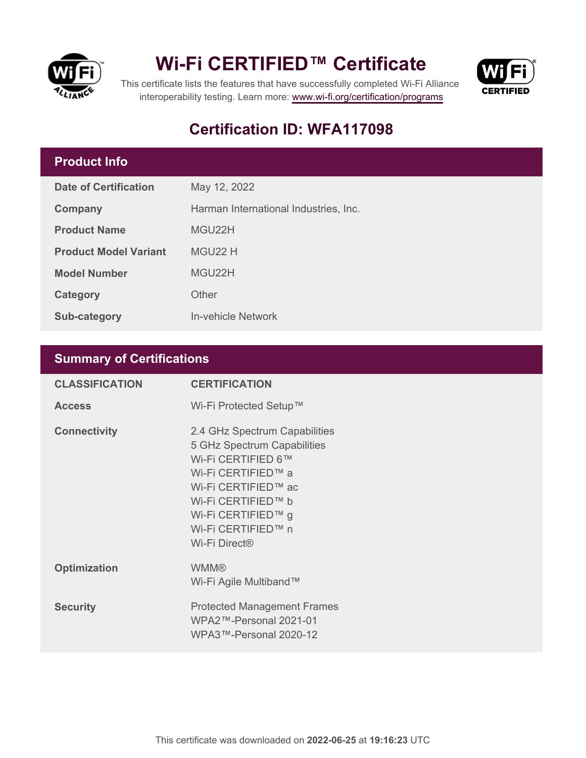# Wi-Fi CERTIFIED™ Certificate

This certificate lists the features that have successfully completed Wi-Fi Alliance interoperability testing. Learn more: www.wi-fi.org/certification/programs

## Certification ID: WFA117098

### Product Info

| | |
|---|---|
| **Date of Certification** | May 12, 2022 |
| **Company** | Harman International Industries, Inc. |
| **Product Name** | MGU22H |
| **Product Model Variant** | MGU22 H |
| **Model Number** | MGU22H |
| **Category** | Other |
| **Sub-category** | In-vehicle Network |

### Summary of Certifications

| CLASSIFICATION | CERTIFICATION |
|---|---|
| **Access** | Wi-Fi Protected Setup™ |
| **Connectivity** | 2.4 GHz Spectrum Capabilities<br>5 GHz Spectrum Capabilities<br>Wi-Fi CERTIFIED 6™<br>Wi-Fi CERTIFIED™ a<br>Wi-Fi CERTIFIED™ ac<br>Wi-Fi CERTIFIED™ b<br>Wi-Fi CERTIFIED™ g<br>Wi-Fi CERTIFIED™ n<br>Wi-Fi Direct® |
| **Optimization** | WMM®<br>Wi-Fi Agile Multiband™ |
| **Security** | Protected Management Frames<br>WPA2™-Personal 2021-01<br>WPA3™-Personal 2020-12 |

This certificate was downloaded on **2022-06-25** at **19:16:23** UTC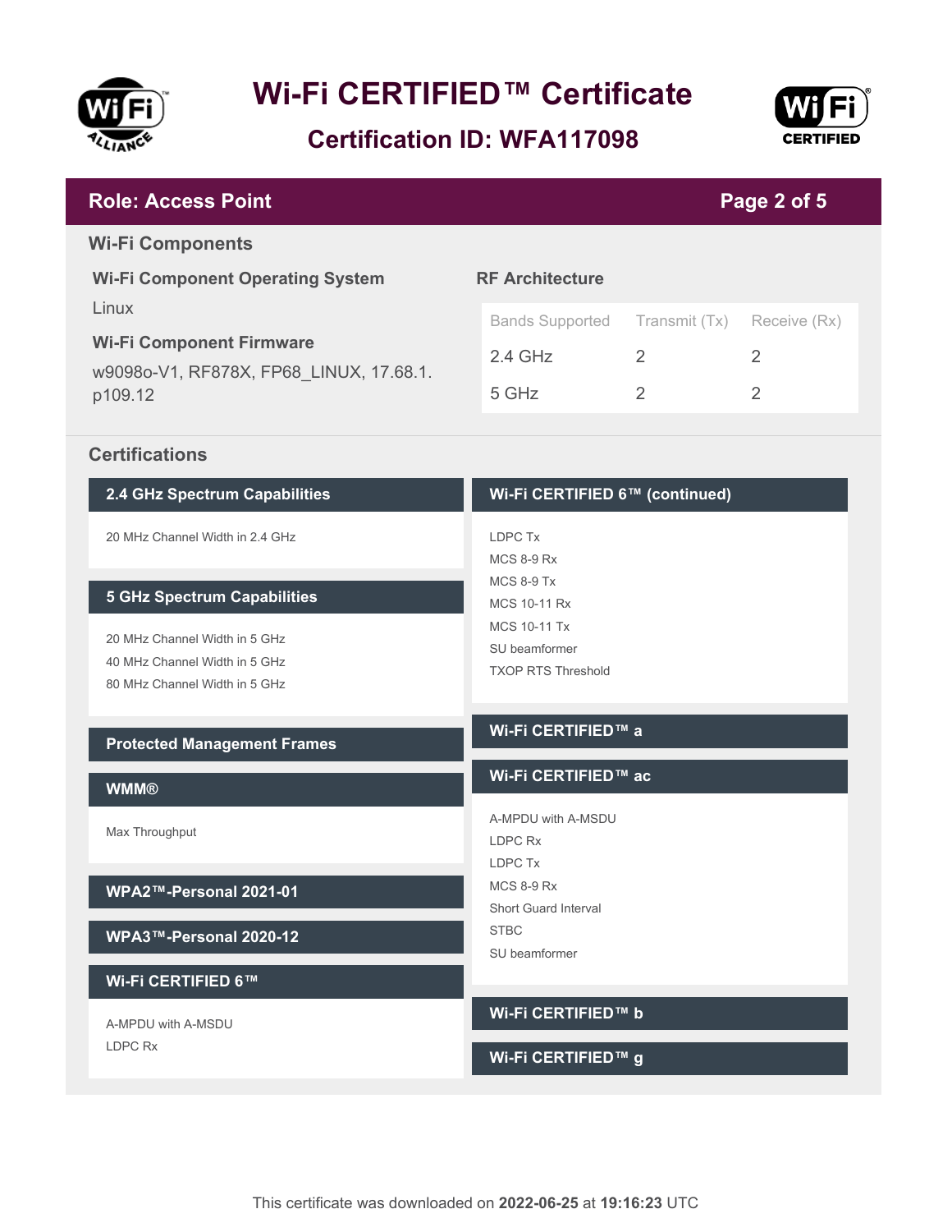# Wi-Fi CERTIFIED™ Certificate

## Certification ID: WFA117098

## Role: Access Point

### Wi-Fi Components

**Wi-Fi Component Operating System**

Linux

**Wi-Fi Component Firmware**

w9098o-V1, RF878X, FP68_LINUX, 17.68.1.p109.12

**RF Architecture**

| Bands Supported | Transmit (Tx) | Receive (Rx) |
| --- | --- | --- |
| 2.4 GHz | 2 | 2 |
| 5 GHz | 2 | 2 |

### Certifications

#### 2.4 GHz Spectrum Capabilities

- 20 MHz Channel Width in 2.4 GHz

#### 5 GHz Spectrum Capabilities

- 20 MHz Channel Width in 5 GHz
- 40 MHz Channel Width in 5 GHz
- 80 MHz Channel Width in 5 GHz

#### Protected Management Frames

#### WMM®

- Max Throughput

#### WPA2™-Personal 2021-01

#### WPA3™-Personal 2020-12

#### Wi-Fi CERTIFIED 6™

- A-MPDU with A-MSDU
- LDPC Rx

#### Wi-Fi CERTIFIED 6™ (continued)

- LDPC Tx
- MCS 8-9 Rx
- MCS 8-9 Tx
- MCS 10-11 Rx
- MCS 10-11 Tx
- SU beamformer
- TXOP RTS Threshold

#### Wi-Fi CERTIFIED™ a

#### Wi-Fi CERTIFIED™ ac

- A-MPDU with A-MSDU
- LDPC Rx
- LDPC Tx
- MCS 8-9 Rx
- Short Guard Interval
- STBC
- SU beamformer

#### Wi-Fi CERTIFIED™ b

#### Wi-Fi CERTIFIED™ g

This certificate was downloaded on **2022-06-25** at **19:16:23** UTC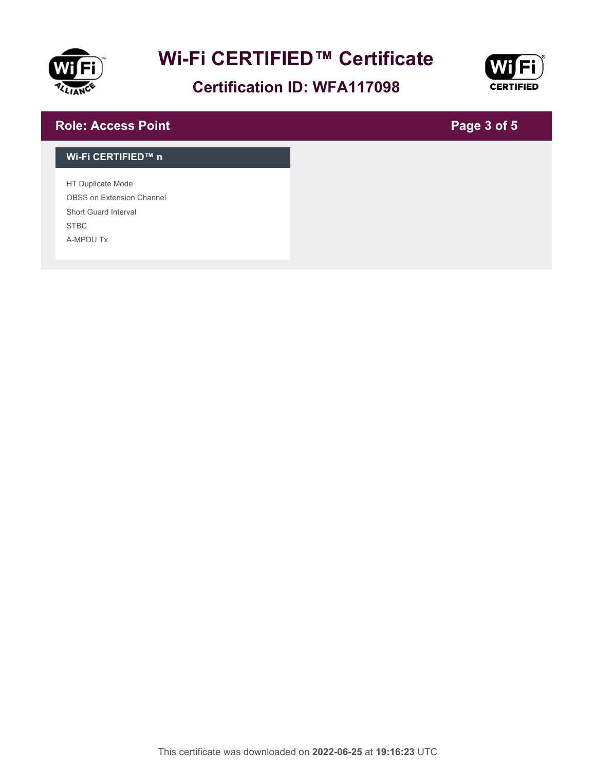# Wi-Fi CERTIFIED™ Certificate

## Certification ID: WFA117098

## Role: Access Point

### Wi-Fi CERTIFIED™ n

HT Duplicate Mode
OBSS on Extension Channel
Short Guard Interval
STBC
A-MPDU Tx

This certificate was downloaded on **2022-06-25** at **19:16:23** UTC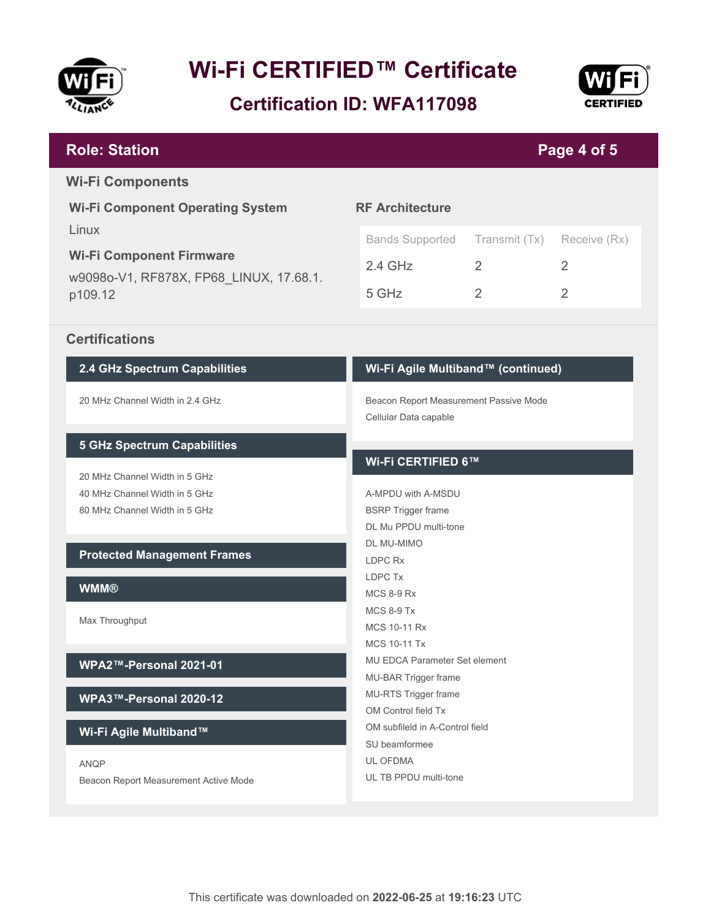# Wi-Fi CERTIFIED™ Certificate

## Certification ID: WFA117098

**Role: Station**

## Wi-Fi Components

### Wi-Fi Component Operating System

Linux

### Wi-Fi Component Firmware

w9098o-V1, RF878X, FP68_LINUX, 17.68.1.p109.12

### RF Architecture

| Bands Supported | Transmit (Tx) | Receive (Rx) |
|---|---|---|
| 2.4 GHz | 2 | 2 |
| 5 GHz | 2 | 2 |

## Certifications

### 2.4 GHz Spectrum Capabilities

- 20 MHz Channel Width in 2.4 GHz

### 5 GHz Spectrum Capabilities

- 20 MHz Channel Width in 5 GHz
- 40 MHz Channel Width in 5 GHz
- 80 MHz Channel Width in 5 GHz

### Protected Management Frames

### WMM®

- Max Throughput

### WPA2™-Personal 2021-01

### WPA3™-Personal 2020-12

### Wi-Fi Agile Multiband™

- ANQP
- Beacon Report Measurement Active Mode

### Wi-Fi Agile Multiband™ (continued)

- Beacon Report Measurement Passive Mode
- Cellular Data capable

### Wi-Fi CERTIFIED 6™

- A-MPDU with A-MSDU
- BSRP Trigger frame
- DL Mu PPDU multi-tone
- DL MU-MIMO
- LDPC Rx
- LDPC Tx
- MCS 8-9 Rx
- MCS 8-9 Tx
- MCS 10-11 Rx
- MCS 10-11 Tx
- MU EDCA Parameter Set element
- MU-BAR Trigger frame
- MU-RTS Trigger frame
- OM Control field Tx
- OM subfileld in A-Control field
- SU beamformee
- UL OFDMA
- UL TB PPDU multi-tone

This certificate was downloaded on **2022-06-25** at **19:16:23** UTC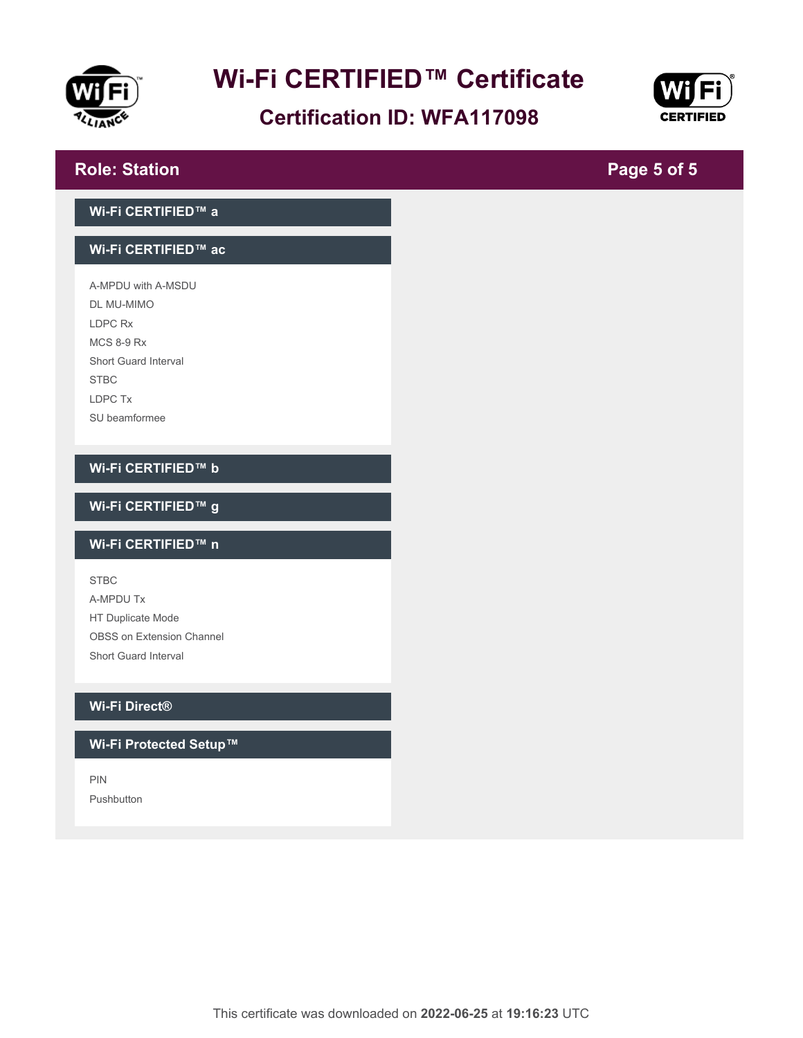# Wi-Fi CERTIFIED™ Certificate

## Certification ID: WFA117098

## Role: Station

### Wi-Fi CERTIFIED™ a

### Wi-Fi CERTIFIED™ ac

- A-MPDU with A-MSDU
- DL MU-MIMO
- LDPC Rx
- MCS 8-9 Rx
- Short Guard Interval
- STBC
- LDPC Tx
- SU beamformee

### Wi-Fi CERTIFIED™ b

### Wi-Fi CERTIFIED™ g

### Wi-Fi CERTIFIED™ n

- STBC
- A-MPDU Tx
- HT Duplicate Mode
- OBSS on Extension Channel
- Short Guard Interval

### Wi-Fi Direct®

### Wi-Fi Protected Setup™

- PIN
- Pushbutton

This certificate was downloaded on **2022-06-25** at **19:16:23** UTC